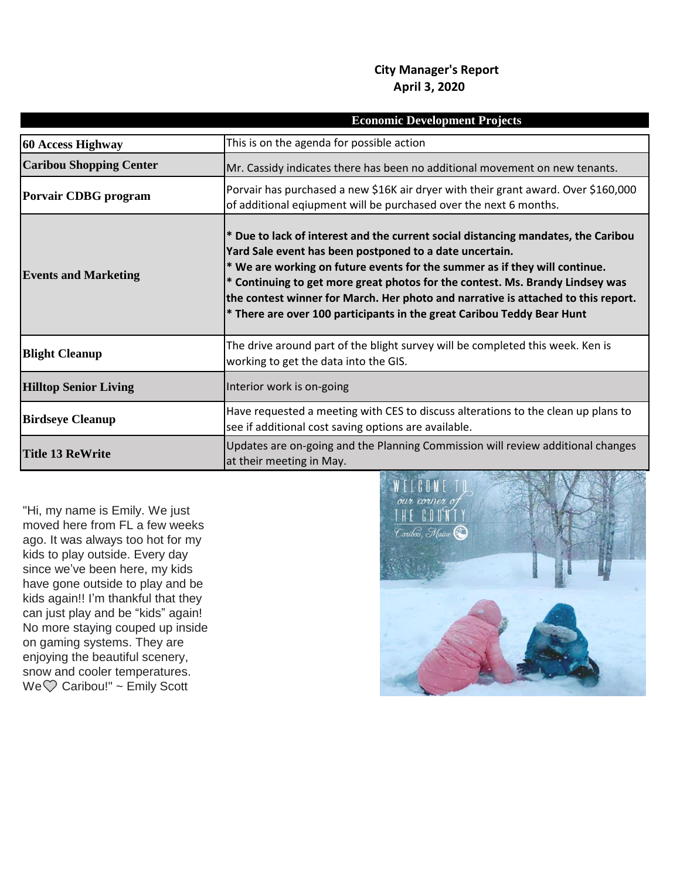# City Manager's Report
## April 3, 2020

| Economic Development Projects | |
|---|---|
| **60 Access Highway** | This is on the agenda for possible action |
| **Caribou Shopping Center** | Mr. Cassidy indicates there has been no additional movement on new tenants. |
| **Porvair CDBG program** | Porvair has purchased a new $16K air dryer with their grant award. Over $160,000 of additional eqiupment will be purchased over the next 6 months. |
| **Events and Marketing** | **\* Due to lack of interest and the current social distancing mandates, the Caribou Yard Sale event has been postponed to a date uncertain.** <br> **\* We are working on future events for the summer as if they will continue.** <br> **\* Continuing to get more great photos for the contest. Ms. Brandy Lindsey was the contest winner for March. Her photo and narrative is attached to this report.** <br> **\* There are over 100 participants in the great Caribou Teddy Bear Hunt** |
| **Blight Cleanup** | The drive around part of the blight survey will be completed this week. Ken is working to get the data into the GIS. |
| **Hilltop Senior Living** | Interior work is on-going |
| **Birdseye Cleanup** | Have requested a meeting with CES to discuss alterations to the clean up plans to see if additional cost saving options are available. |
| **Title 13 ReWrite** | Updates are on-going and the Planning Commission will review additional changes at their meeting in May. |

"Hi, my name is Emily. We just moved here from FL a few weeks ago. It was always too hot for my kids to play outside. Every day since we've been here, my kids have gone outside to play and be kids again!! I'm thankful that they can just play and be "kids" again! No more staying couped up inside on gaming systems. They are enjoying the beautiful scenery, snow and cooler temperatures. We♡ Caribou!" ~ Emily Scott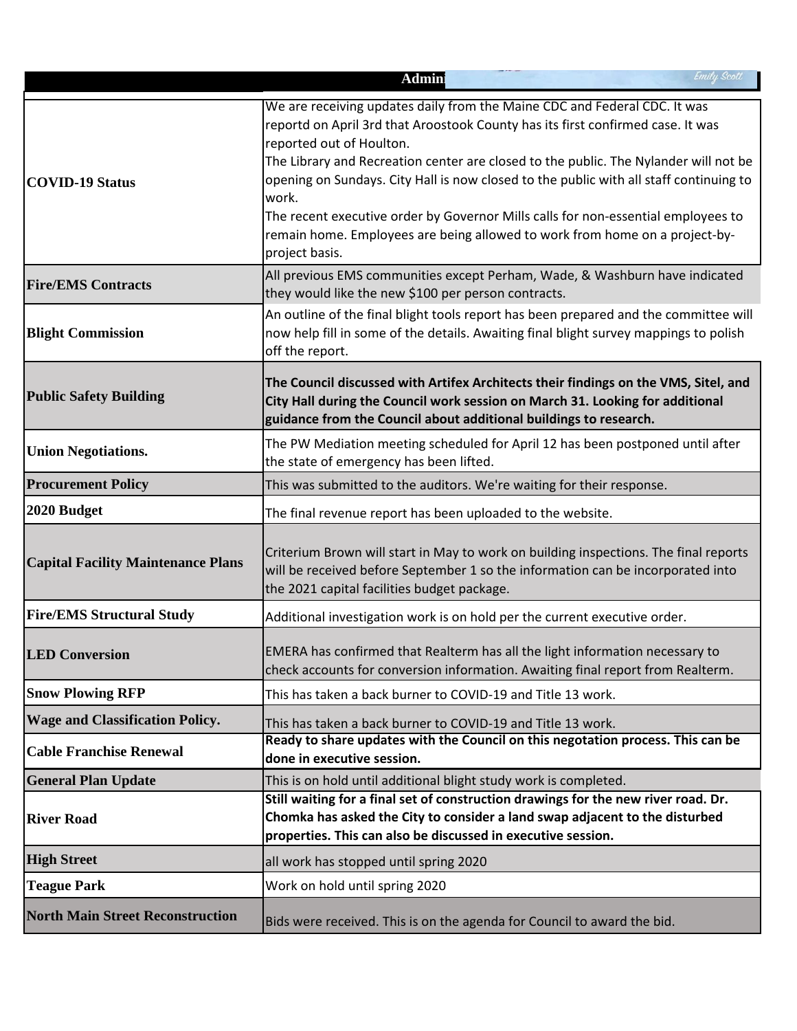| Admini | |
|---|---|
| **COVID-19 Status** | We are receiving updates daily from the Maine CDC and Federal CDC. It was reportd on April 3rd that Aroostook County has its first confirmed case. It was reported out of Houlton.<br>The Library and Recreation center are closed to the public. The Nylander will not be opening on Sundays. City Hall is now closed to the public with all staff continuing to work.<br>The recent executive order by Governor Mills calls for non-essential employees to remain home. Employees are being allowed to work from home on a project-by-project basis. |
| **Fire/EMS Contracts** | All previous EMS communities except Perham, Wade, & Washburn have indicated they would like the new $100 per person contracts. |
| **Blight Commission** | An outline of the final blight tools report has been prepared and the committee will now help fill in some of the details. Awaiting final blight survey mappings to polish off the report. |
| **Public Safety Building** | **The Council discussed with Artifex Architects their findings on the VMS, Sitel, and City Hall during the Council work session on March 31. Looking for additional guidance from the Council about additional buildings to research.** |
| **Union Negotiations.** | The PW Mediation meeting scheduled for April 12 has been postponed until after the state of emergency has been lifted. |
| **Procurement Policy** | This was submitted to the auditors. We're waiting for their response. |
| **2020 Budget** | The final revenue report has been uploaded to the website. |
| **Capital Facility Maintenance Plans** | Criterium Brown will start in May to work on building inspections. The final reports will be received before September 1 so the information can be incorporated into the 2021 capital facilities budget package. |
| **Fire/EMS Structural Study** | Additional investigation work is on hold per the current executive order. |
| **LED Conversion** | EMERA has confirmed that Realterm has all the light information necessary to check accounts for conversion information. Awaiting final report from Realterm. |
| **Snow Plowing RFP** | This has taken a back burner to COVID-19 and Title 13 work. |
| **Wage and Classification Policy.** | This has taken a back burner to COVID-19 and Title 13 work. |
| **Cable Franchise Renewal** | **Ready to share updates with the Council on this negotation process. This can be done in executive session.** |
| **General Plan Update** | This is on hold until additional blight study work is completed. |
| **River Road** | **Still waiting for a final set of construction drawings for the new river road. Dr. Chomka has asked the City to consider a land swap adjacent to the disturbed properties. This can also be discussed in executive session.** |
| **High Street** | all work has stopped until spring 2020 |
| **Teague Park** | Work on hold until spring 2020 |
| **North Main Street Reconstruction** | Bids were received. This is on the agenda for Council to award the bid. |